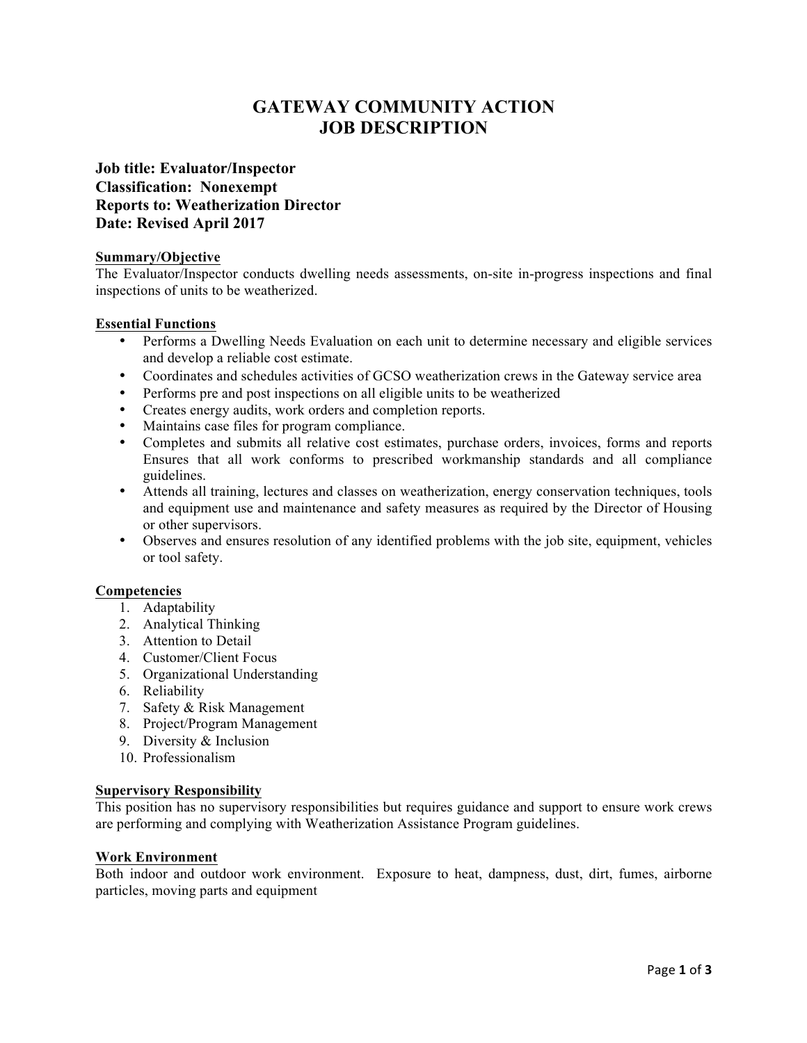# GATEWAY COMMUNITY ACTION
# JOB DESCRIPTION

**Job title: Evaluator/Inspector**
**Classification: Nonexempt**
**Reports to: Weatherization Director**
**Date: Revised April 2017**

## Summary/Objective

The Evaluator/Inspector conducts dwelling needs assessments, on-site in-progress inspections and final inspections of units to be weatherized.

## Essential Functions

- Performs a Dwelling Needs Evaluation on each unit to determine necessary and eligible services and develop a reliable cost estimate.
- Coordinates and schedules activities of GCSO weatherization crews in the Gateway service area
- Performs pre and post inspections on all eligible units to be weatherized
- Creates energy audits, work orders and completion reports.
- Maintains case files for program compliance.
- Completes and submits all relative cost estimates, purchase orders, invoices, forms and reports Ensures that all work conforms to prescribed workmanship standards and all compliance guidelines.
- Attends all training, lectures and classes on weatherization, energy conservation techniques, tools and equipment use and maintenance and safety measures as required by the Director of Housing or other supervisors.
- Observes and ensures resolution of any identified problems with the job site, equipment, vehicles or tool safety.

## Competencies

1. Adaptability
2. Analytical Thinking
3. Attention to Detail
4. Customer/Client Focus
5. Organizational Understanding
6. Reliability
7. Safety & Risk Management
8. Project/Program Management
9. Diversity & Inclusion
10. Professionalism

## Supervisory Responsibility

This position has no supervisory responsibilities but requires guidance and support to ensure work crews are performing and complying with Weatherization Assistance Program guidelines.

## Work Environment

Both indoor and outdoor work environment. Exposure to heat, dampness, dust, dirt, fumes, airborne particles, moving parts and equipment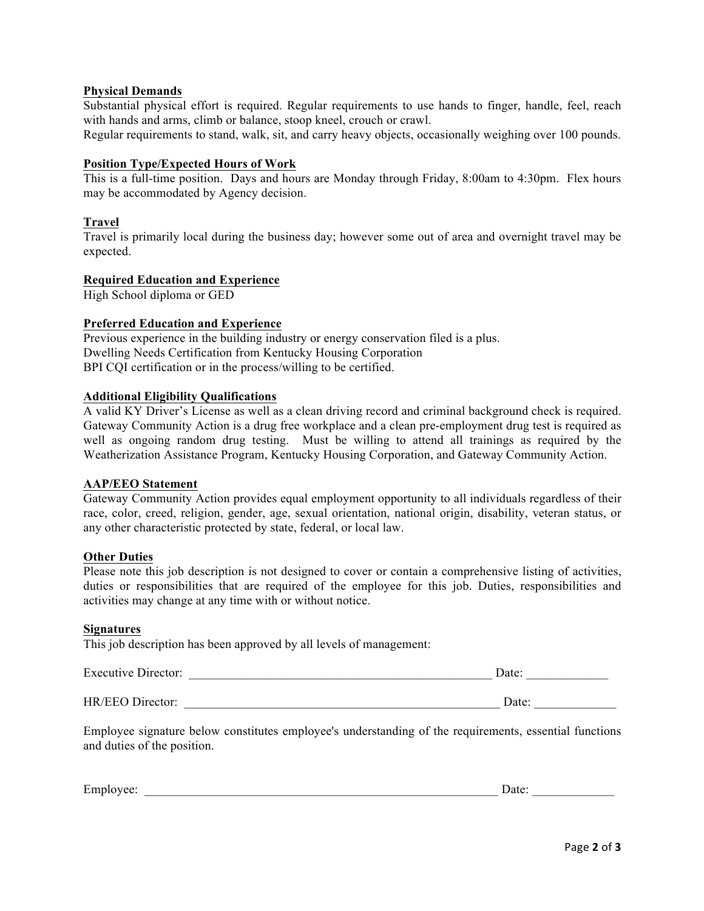**Physical Demands**

Substantial physical effort is required. Regular requirements to use hands to finger, handle, feel, reach with hands and arms, climb or balance, stoop kneel, crouch or crawl.
Regular requirements to stand, walk, sit, and carry heavy objects, occasionally weighing over 100 pounds.

**Position Type/Expected Hours of Work**

This is a full-time position. Days and hours are Monday through Friday, 8:00am to 4:30pm. Flex hours may be accommodated by Agency decision.

**Travel**

Travel is primarily local during the business day; however some out of area and overnight travel may be expected.

**Required Education and Experience**

High School diploma or GED

**Preferred Education and Experience**

Previous experience in the building industry or energy conservation filed is a plus.
Dwelling Needs Certification from Kentucky Housing Corporation
BPI CQI certification or in the process/willing to be certified.

**Additional Eligibility Qualifications**

A valid KY Driver's License as well as a clean driving record and criminal background check is required. Gateway Community Action is a drug free workplace and a clean pre-employment drug test is required as well as ongoing random drug testing. Must be willing to attend all trainings as required by the Weatherization Assistance Program, Kentucky Housing Corporation, and Gateway Community Action.

**AAP/EEO Statement**

Gateway Community Action provides equal employment opportunity to all individuals regardless of their race, color, creed, religion, gender, age, sexual orientation, national origin, disability, veteran status, or any other characteristic protected by state, federal, or local law.

**Other Duties**

Please note this job description is not designed to cover or contain a comprehensive listing of activities, duties or responsibilities that are required of the employee for this job. Duties, responsibilities and activities may change at any time with or without notice.

**Signatures**

This job description has been approved by all levels of management:

Executive Director: ___________________________________________________ Date: _____________

HR/EEO Director: _____________________________________________________ Date: _____________

Employee signature below constitutes employee's understanding of the requirements, essential functions and duties of the position.

Employee: ____________________________________________________________ Date: _____________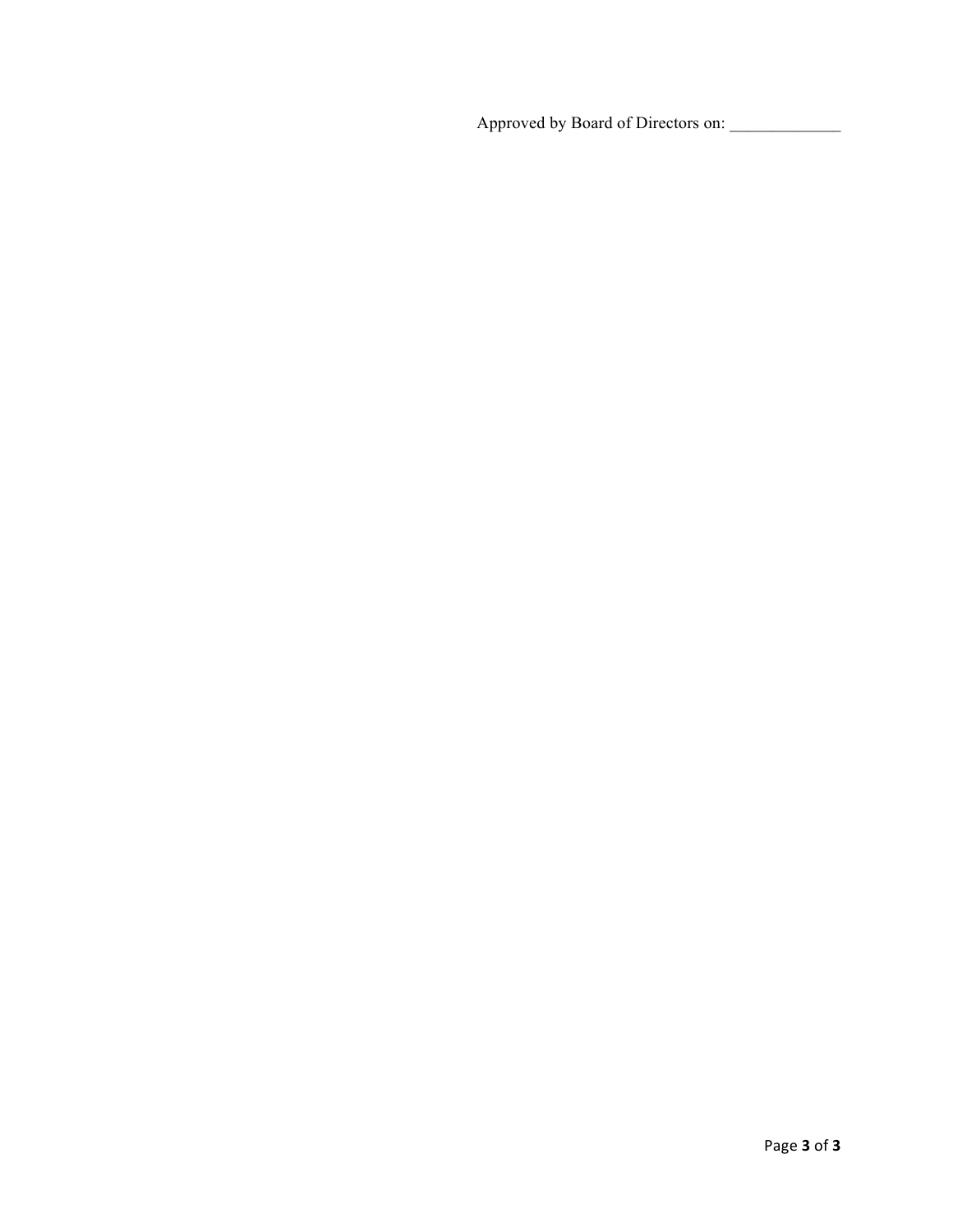Approved by Board of Directors on: _____________